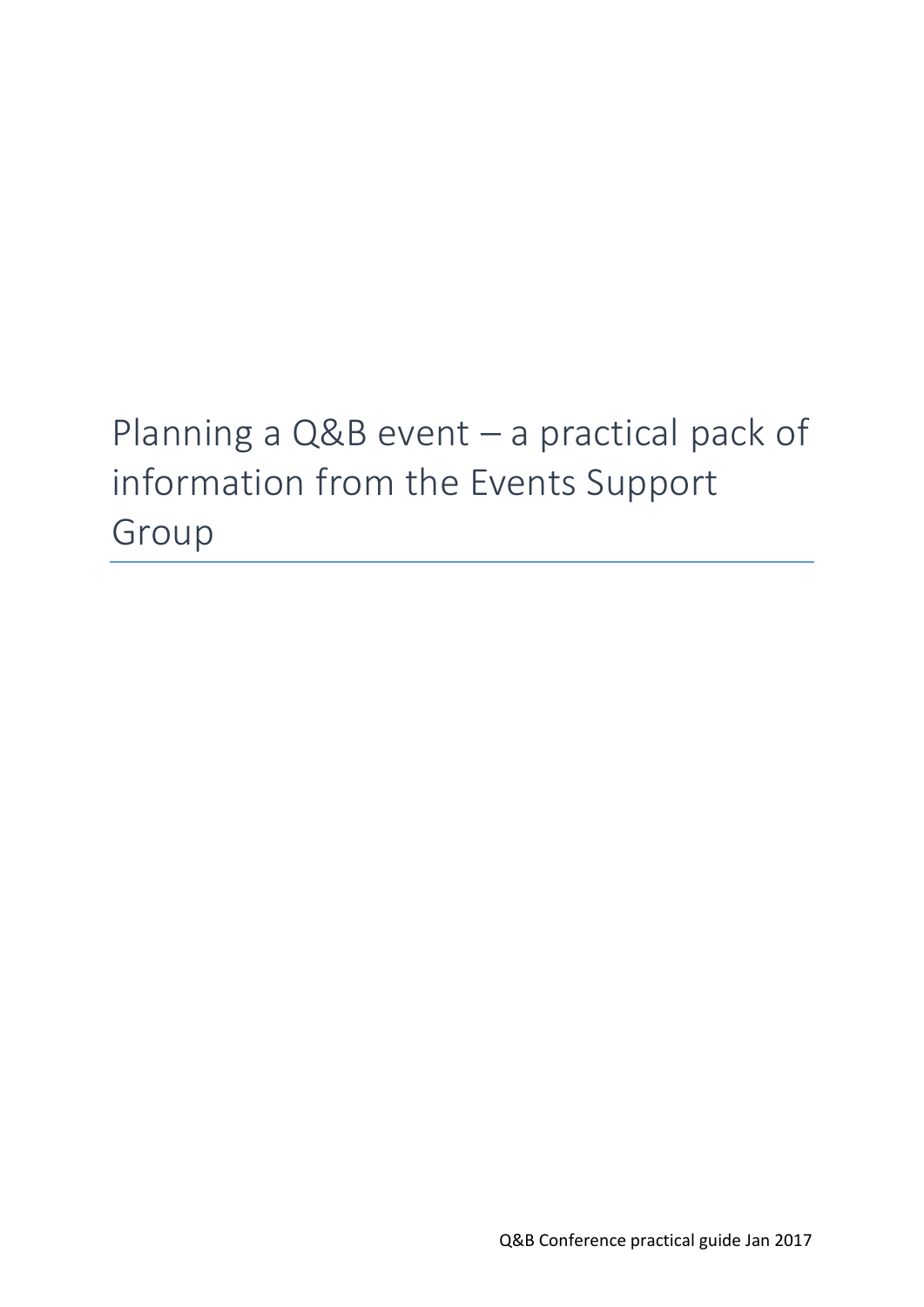# Planning a Q&B event – a practical pack of information from the Events Support Group

Q&B Conference practical guide Jan 2017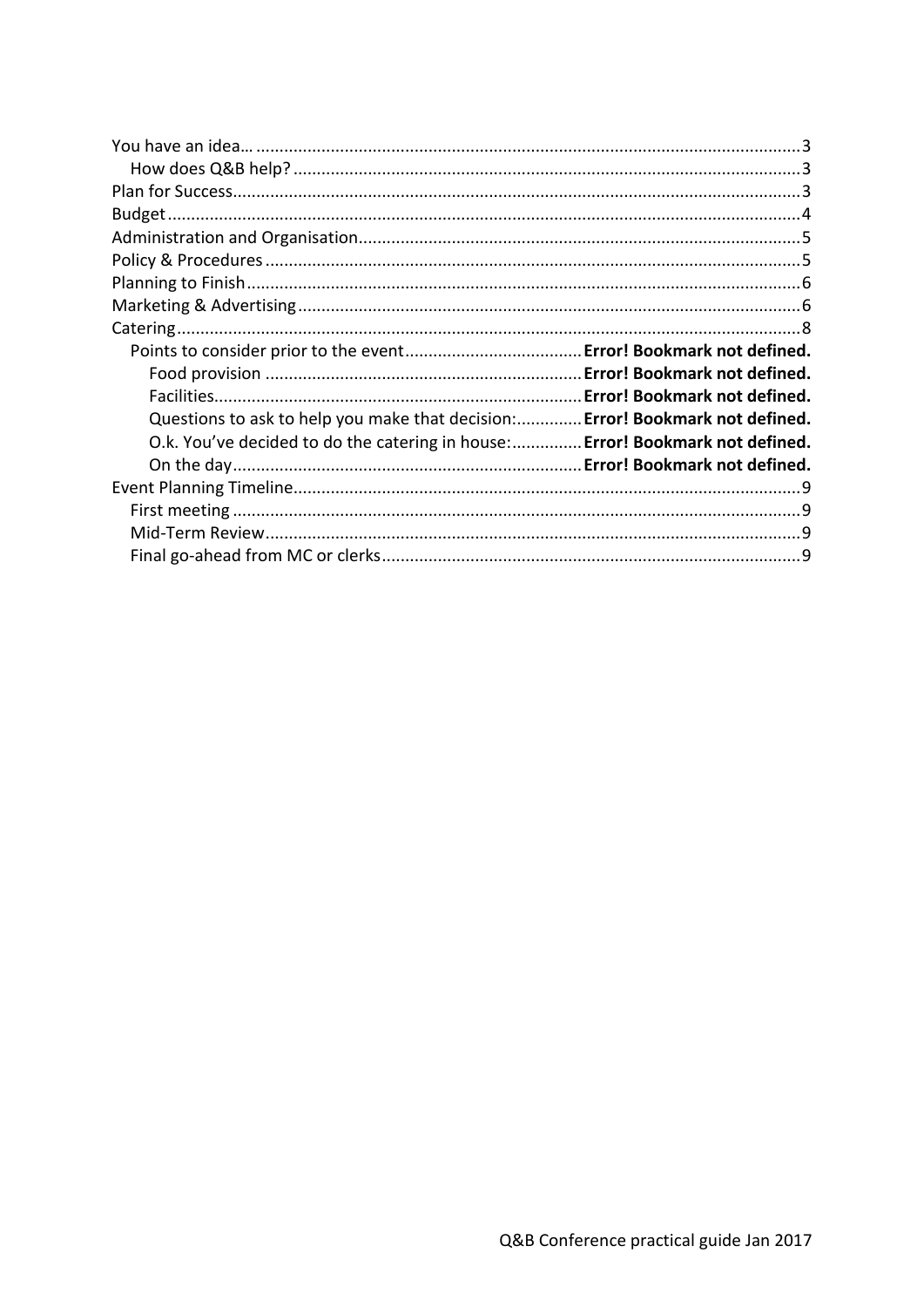You have an idea… ........................................................................................................ 3

- How does Q&B help? ................................................................................................ 3

Plan for Success.............................................................................................................. 3

Budget ............................................................................................................................ 4

Administration and Organisation................................................................................... 5

Policy & Procedures ....................................................................................................... 5

Planning to Finish ........................................................................................................... 6

Marketing & Advertising ................................................................................................ 6

Catering .......................................................................................................................... 8

- Points to consider prior to the event ...................................... **Error! Bookmark not defined.**
  - Food provision .................................................................... **Error! Bookmark not defined.**
  - Facilities................................................................................ **Error! Bookmark not defined.**
  - Questions to ask to help you make that decision:.............. **Error! Bookmark not defined.**
  - O.k. You've decided to do the catering in house:............... **Error! Bookmark not defined.**
  - On the day ........................................................................... **Error! Bookmark not defined.**

Event Planning Timeline ................................................................................................. 9

- First meeting ............................................................................................................. 9
- Mid-Term Review ...................................................................................................... 9
- Final go-ahead from MC or clerks ............................................................................. 9

Q&B Conference practical guide Jan 2017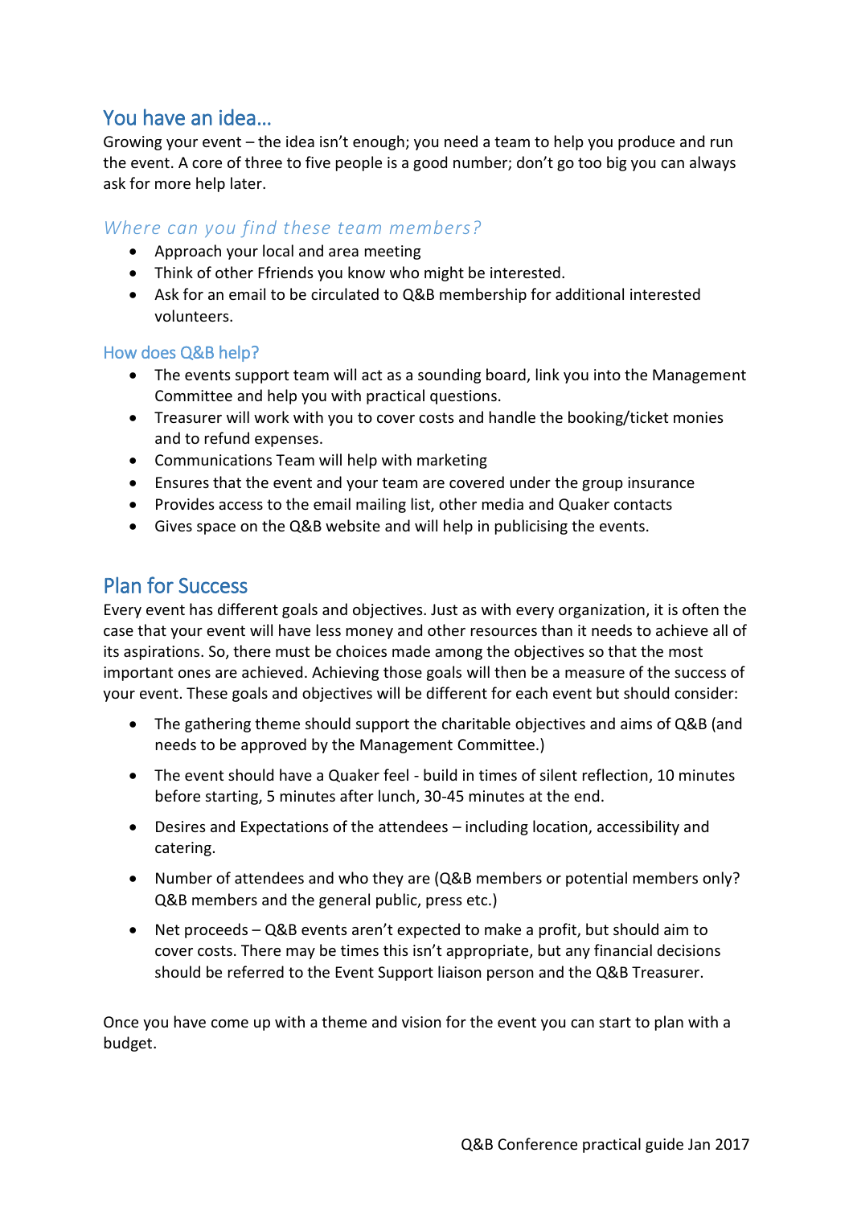## You have an idea…

Growing your event – the idea isn't enough; you need a team to help you produce and run the event. A core of three to five people is a good number; don't go too big you can always ask for more help later.

### *Where can you find these team members?*

- Approach your local and area meeting
- Think of other Ffriends you know who might be interested.
- Ask for an email to be circulated to Q&B membership for additional interested volunteers.

### How does Q&B help?

- The events support team will act as a sounding board, link you into the Management Committee and help you with practical questions.
- Treasurer will work with you to cover costs and handle the booking/ticket monies and to refund expenses.
- Communications Team will help with marketing
- Ensures that the event and your team are covered under the group insurance
- Provides access to the email mailing list, other media and Quaker contacts
- Gives space on the Q&B website and will help in publicising the events.

## Plan for Success

Every event has different goals and objectives. Just as with every organization, it is often the case that your event will have less money and other resources than it needs to achieve all of its aspirations. So, there must be choices made among the objectives so that the most important ones are achieved. Achieving those goals will then be a measure of the success of your event. These goals and objectives will be different for each event but should consider:

- The gathering theme should support the charitable objectives and aims of Q&B (and needs to be approved by the Management Committee.)
- The event should have a Quaker feel - build in times of silent reflection, 10 minutes before starting, 5 minutes after lunch, 30-45 minutes at the end.
- Desires and Expectations of the attendees – including location, accessibility and catering.
- Number of attendees and who they are (Q&B members or potential members only? Q&B members and the general public, press etc.)
- Net proceeds – Q&B events aren't expected to make a profit, but should aim to cover costs. There may be times this isn't appropriate, but any financial decisions should be referred to the Event Support liaison person and the Q&B Treasurer.

Once you have come up with a theme and vision for the event you can start to plan with a budget.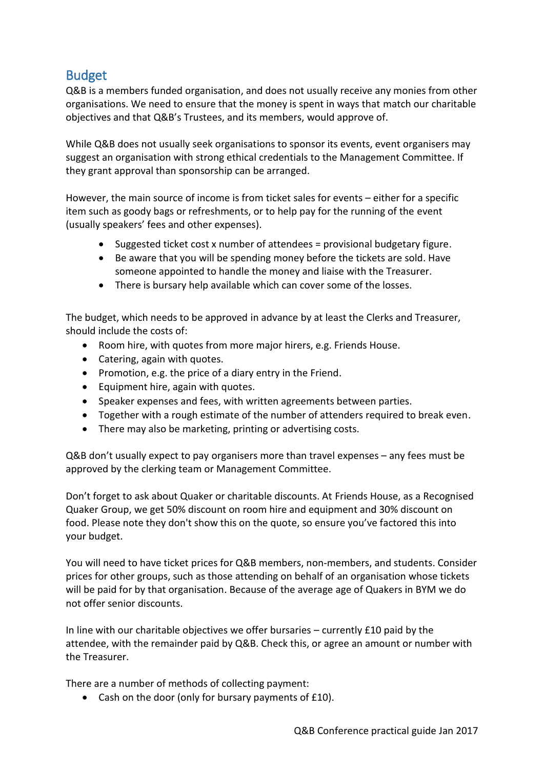## Budget

Q&B is a members funded organisation, and does not usually receive any monies from other organisations. We need to ensure that the money is spent in ways that match our charitable objectives and that Q&B's Trustees, and its members, would approve of.

While Q&B does not usually seek organisations to sponsor its events, event organisers may suggest an organisation with strong ethical credentials to the Management Committee. If they grant approval than sponsorship can be arranged.

However, the main source of income is from ticket sales for events – either for a specific item such as goody bags or refreshments, or to help pay for the running of the event (usually speakers' fees and other expenses).

- Suggested ticket cost x number of attendees = provisional budgetary figure.
- Be aware that you will be spending money before the tickets are sold. Have someone appointed to handle the money and liaise with the Treasurer.
- There is bursary help available which can cover some of the losses.

The budget, which needs to be approved in advance by at least the Clerks and Treasurer, should include the costs of:

- Room hire, with quotes from more major hirers, e.g. Friends House.
- Catering, again with quotes.
- Promotion, e.g. the price of a diary entry in the Friend.
- Equipment hire, again with quotes.
- Speaker expenses and fees, with written agreements between parties.
- Together with a rough estimate of the number of attenders required to break even.
- There may also be marketing, printing or advertising costs.

Q&B don't usually expect to pay organisers more than travel expenses – any fees must be approved by the clerking team or Management Committee.

Don't forget to ask about Quaker or charitable discounts. At Friends House, as a Recognised Quaker Group, we get 50% discount on room hire and equipment and 30% discount on food. Please note they don't show this on the quote, so ensure you've factored this into your budget.

You will need to have ticket prices for Q&B members, non-members, and students. Consider prices for other groups, such as those attending on behalf of an organisation whose tickets will be paid for by that organisation. Because of the average age of Quakers in BYM we do not offer senior discounts.

In line with our charitable objectives we offer bursaries – currently £10 paid by the attendee, with the remainder paid by Q&B. Check this, or agree an amount or number with the Treasurer.

There are a number of methods of collecting payment:

- Cash on the door (only for bursary payments of £10).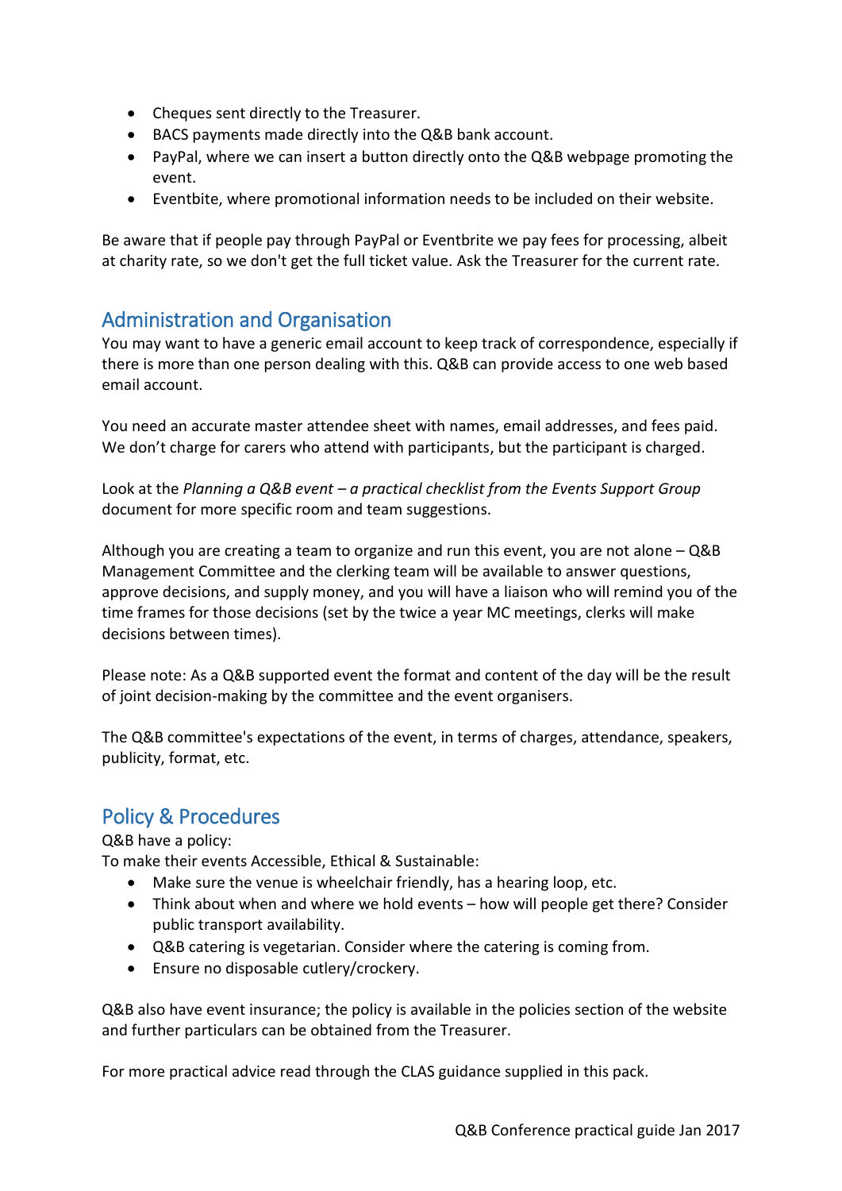- Cheques sent directly to the Treasurer.
- BACS payments made directly into the Q&B bank account.
- PayPal, where we can insert a button directly onto the Q&B webpage promoting the event.
- Eventbite, where promotional information needs to be included on their website.

Be aware that if people pay through PayPal or Eventbrite we pay fees for processing, albeit at charity rate, so we don't get the full ticket value. Ask the Treasurer for the current rate.

## Administration and Organisation

You may want to have a generic email account to keep track of correspondence, especially if there is more than one person dealing with this. Q&B can provide access to one web based email account.

You need an accurate master attendee sheet with names, email addresses, and fees paid. We don't charge for carers who attend with participants, but the participant is charged.

Look at the *Planning a Q&B event – a practical checklist from the Events Support Group* document for more specific room and team suggestions.

Although you are creating a team to organize and run this event, you are not alone – Q&B Management Committee and the clerking team will be available to answer questions, approve decisions, and supply money, and you will have a liaison who will remind you of the time frames for those decisions (set by the twice a year MC meetings, clerks will make decisions between times).

Please note: As a Q&B supported event the format and content of the day will be the result of joint decision-making by the committee and the event organisers.

The Q&B committee's expectations of the event, in terms of charges, attendance, speakers, publicity, format, etc.

## Policy & Procedures

Q&B have a policy:
To make their events Accessible, Ethical & Sustainable:

- Make sure the venue is wheelchair friendly, has a hearing loop, etc.
- Think about when and where we hold events – how will people get there? Consider public transport availability.
- Q&B catering is vegetarian. Consider where the catering is coming from.
- Ensure no disposable cutlery/crockery.

Q&B also have event insurance; the policy is available in the policies section of the website and further particulars can be obtained from the Treasurer.

For more practical advice read through the CLAS guidance supplied in this pack.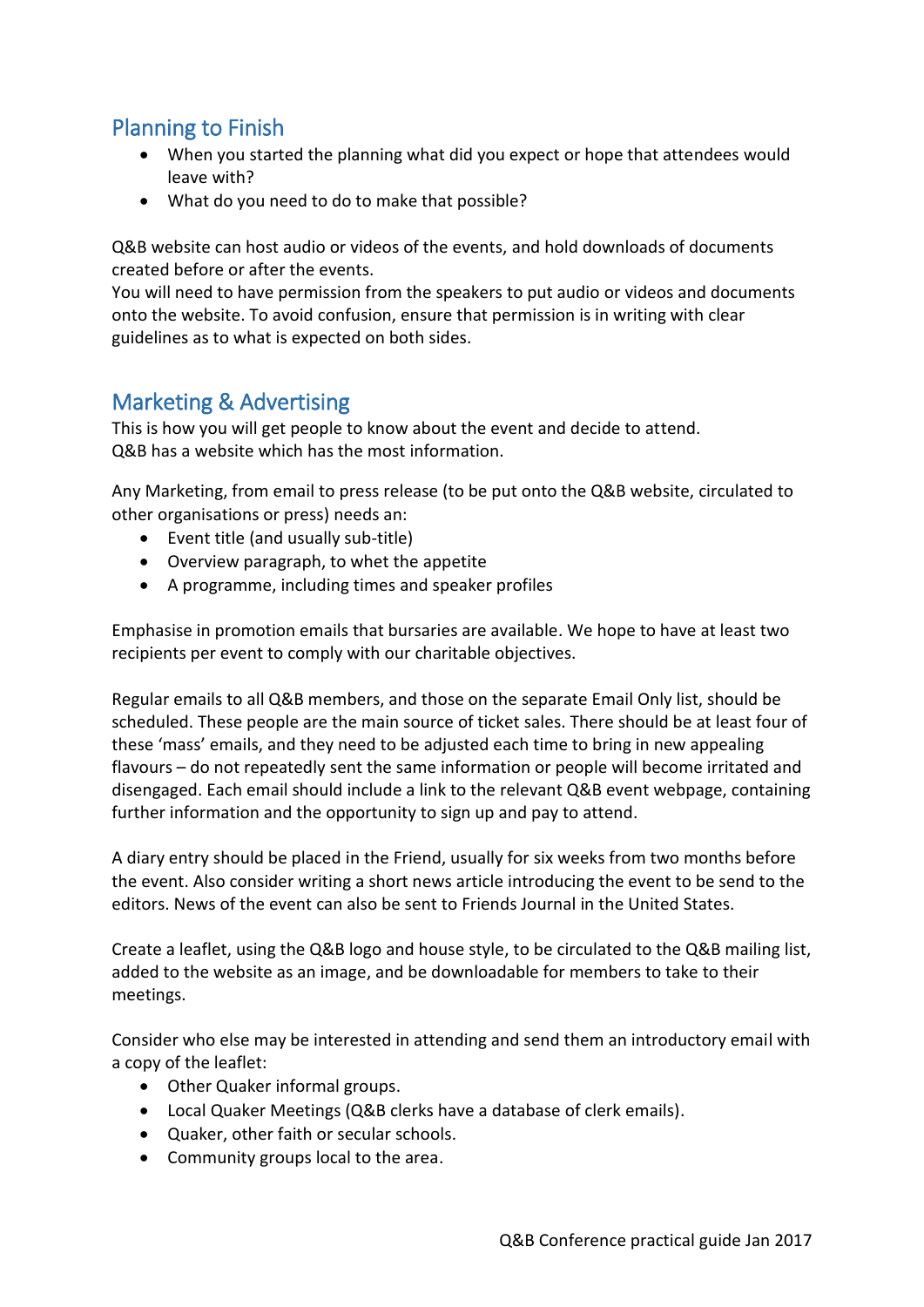## Planning to Finish

- When you started the planning what did you expect or hope that attendees would leave with?
- What do you need to do to make that possible?

Q&B website can host audio or videos of the events, and hold downloads of documents created before or after the events.
You will need to have permission from the speakers to put audio or videos and documents onto the website. To avoid confusion, ensure that permission is in writing with clear guidelines as to what is expected on both sides.

## Marketing & Advertising

This is how you will get people to know about the event and decide to attend.
Q&B has a website which has the most information.

Any Marketing, from email to press release (to be put onto the Q&B website, circulated to other organisations or press) needs an:

- Event title (and usually sub-title)
- Overview paragraph, to whet the appetite
- A programme, including times and speaker profiles

Emphasise in promotion emails that bursaries are available. We hope to have at least two recipients per event to comply with our charitable objectives.

Regular emails to all Q&B members, and those on the separate Email Only list, should be scheduled. These people are the main source of ticket sales. There should be at least four of these 'mass' emails, and they need to be adjusted each time to bring in new appealing flavours – do not repeatedly sent the same information or people will become irritated and disengaged. Each email should include a link to the relevant Q&B event webpage, containing further information and the opportunity to sign up and pay to attend.

A diary entry should be placed in the Friend, usually for six weeks from two months before the event. Also consider writing a short news article introducing the event to be send to the editors. News of the event can also be sent to Friends Journal in the United States.

Create a leaflet, using the Q&B logo and house style, to be circulated to the Q&B mailing list, added to the website as an image, and be downloadable for members to take to their meetings.

Consider who else may be interested in attending and send them an introductory email with a copy of the leaflet:

- Other Quaker informal groups.
- Local Quaker Meetings (Q&B clerks have a database of clerk emails).
- Quaker, other faith or secular schools.
- Community groups local to the area.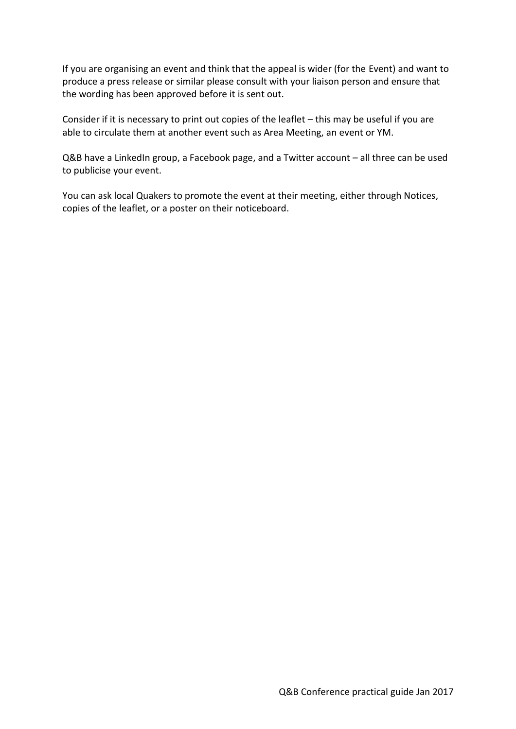If you are organising an event and think that the appeal is wider (for the Event) and want to produce a press release or similar please consult with your liaison person and ensure that the wording has been approved before it is sent out.

Consider if it is necessary to print out copies of the leaflet – this may be useful if you are able to circulate them at another event such as Area Meeting, an event or YM.

Q&B have a LinkedIn group, a Facebook page, and a Twitter account – all three can be used to publicise your event.

You can ask local Quakers to promote the event at their meeting, either through Notices, copies of the leaflet, or a poster on their noticeboard.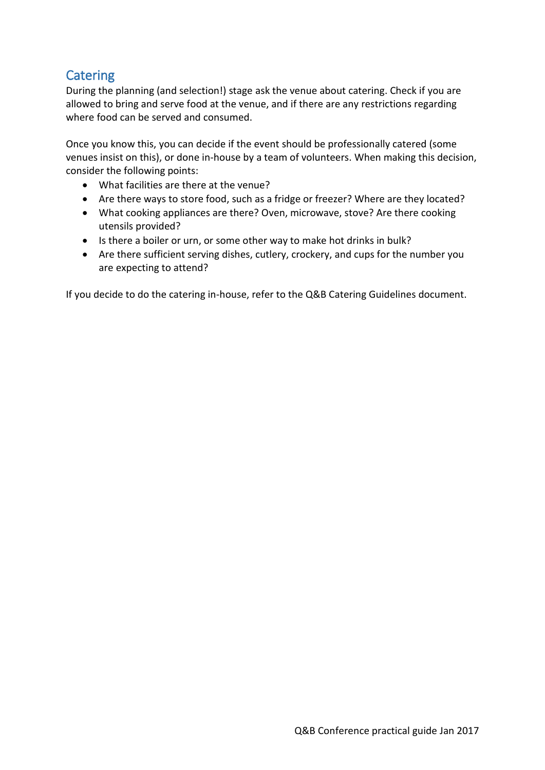## Catering

During the planning (and selection!) stage ask the venue about catering. Check if you are allowed to bring and serve food at the venue, and if there are any restrictions regarding where food can be served and consumed.

Once you know this, you can decide if the event should be professionally catered (some venues insist on this), or done in-house by a team of volunteers. When making this decision, consider the following points:

- What facilities are there at the venue?
- Are there ways to store food, such as a fridge or freezer? Where are they located?
- What cooking appliances are there? Oven, microwave, stove? Are there cooking utensils provided?
- Is there a boiler or urn, or some other way to make hot drinks in bulk?
- Are there sufficient serving dishes, cutlery, crockery, and cups for the number you are expecting to attend?

If you decide to do the catering in-house, refer to the Q&B Catering Guidelines document.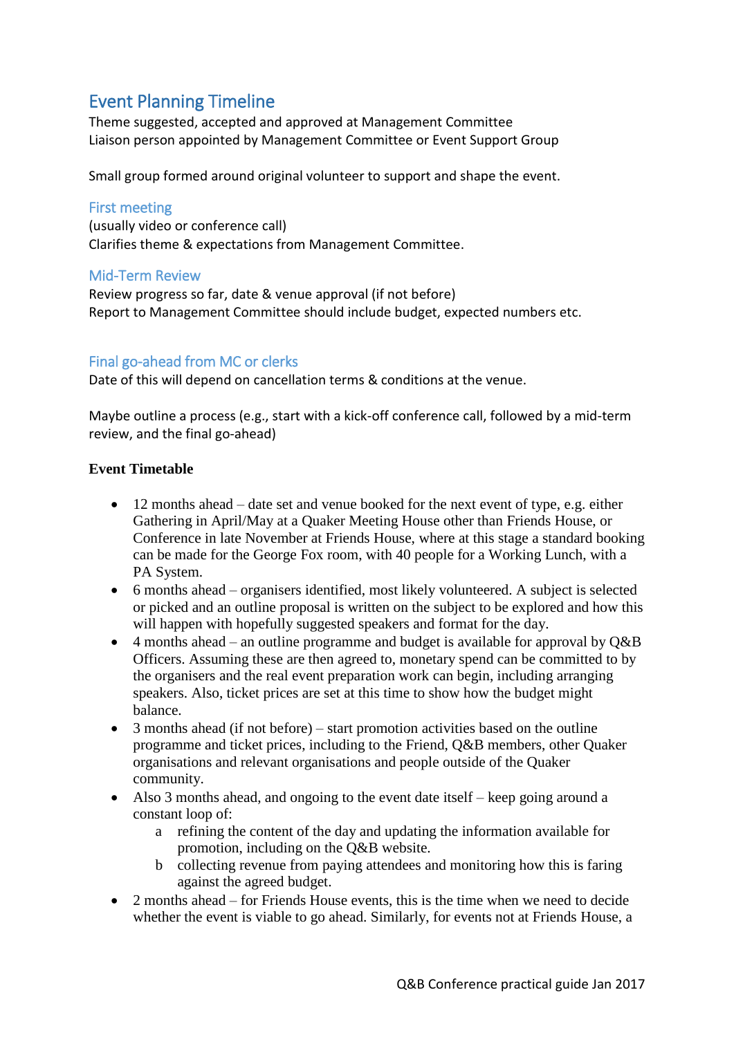## Event Planning Timeline

Theme suggested, accepted and approved at Management Committee
Liaison person appointed by Management Committee or Event Support Group

Small group formed around original volunteer to support and shape the event.

### First meeting

(usually video or conference call)
Clarifies theme & expectations from Management Committee.

### Mid-Term Review

Review progress so far, date & venue approval (if not before)
Report to Management Committee should include budget, expected numbers etc.

### Final go-ahead from MC or clerks

Date of this will depend on cancellation terms & conditions at the venue.

Maybe outline a process (e.g., start with a kick-off conference call, followed by a mid-term review, and the final go-ahead)

**Event Timetable**

- 12 months ahead – date set and venue booked for the next event of type, e.g. either Gathering in April/May at a Quaker Meeting House other than Friends House, or Conference in late November at Friends House, where at this stage a standard booking can be made for the George Fox room, with 40 people for a Working Lunch, with a PA System.
- 6 months ahead – organisers identified, most likely volunteered. A subject is selected or picked and an outline proposal is written on the subject to be explored and how this will happen with hopefully suggested speakers and format for the day.
- 4 months ahead – an outline programme and budget is available for approval by Q&B Officers. Assuming these are then agreed to, monetary spend can be committed to by the organisers and the real event preparation work can begin, including arranging speakers. Also, ticket prices are set at this time to show how the budget might balance.
- 3 months ahead (if not before) – start promotion activities based on the outline programme and ticket prices, including to the Friend, Q&B members, other Quaker organisations and relevant organisations and people outside of the Quaker community.
- Also 3 months ahead, and ongoing to the event date itself – keep going around a constant loop of:
    - a refining the content of the day and updating the information available for promotion, including on the Q&B website.
    - b collecting revenue from paying attendees and monitoring how this is faring against the agreed budget.
- 2 months ahead – for Friends House events, this is the time when we need to decide whether the event is viable to go ahead. Similarly, for events not at Friends House, a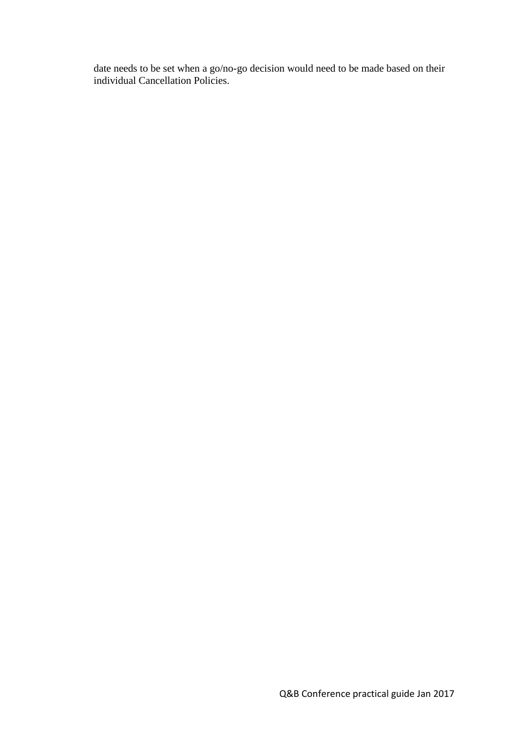date needs to be set when a go/no-go decision would need to be made based on their individual Cancellation Policies.